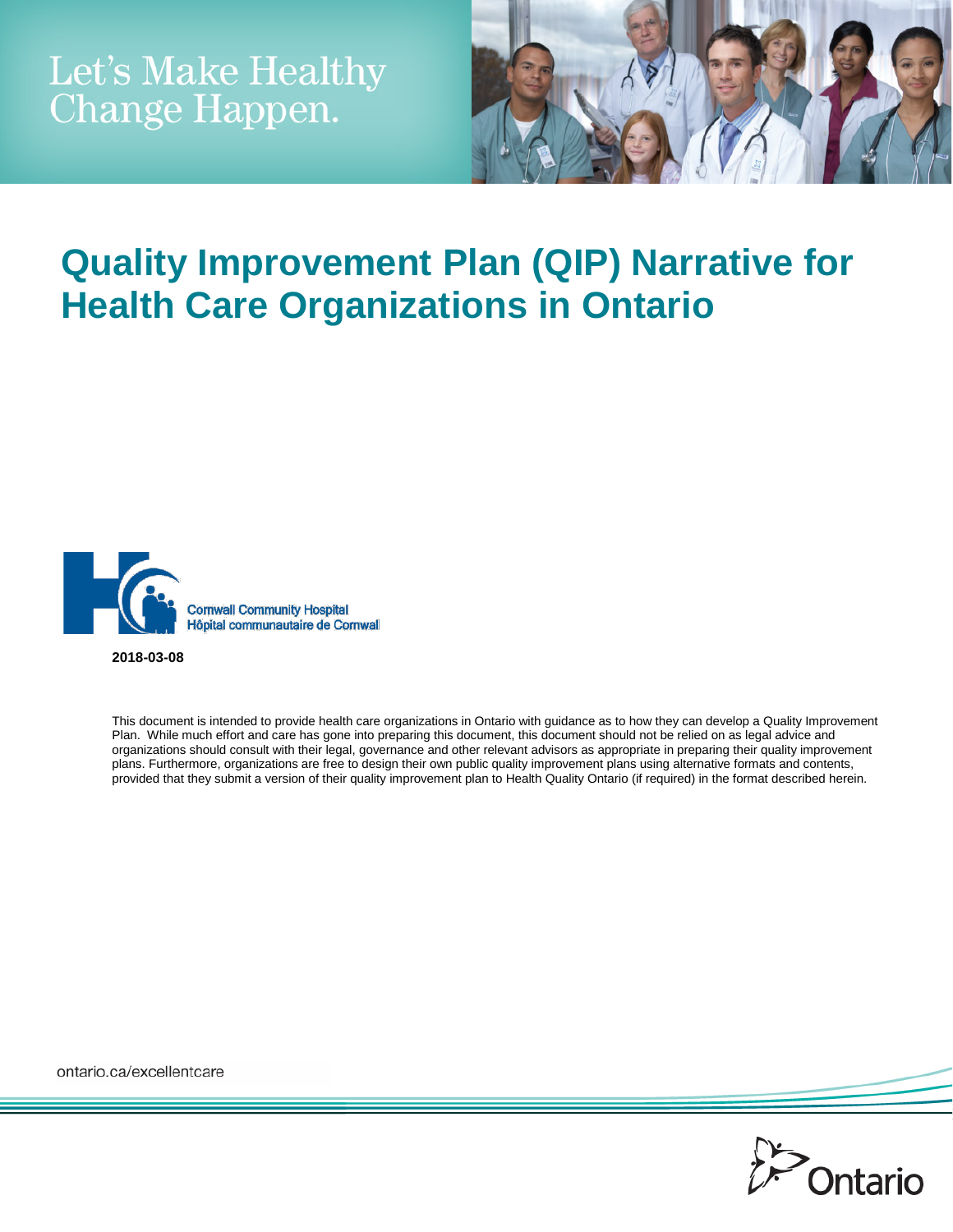Let's Make Healthy Change Happen.

# Quality Improvement Plan (QIP) Narrative for Health Care Organizations in Ontario

Cornwall Community Hospital
Hôpital communautaire de Cornwall

**2018-03-08**

This document is intended to provide health care organizations in Ontario with guidance as to how they can develop a Quality Improvement Plan. While much effort and care has gone into preparing this document, this document should not be relied on as legal advice and organizations should consult with their legal, governance and other relevant advisors as appropriate in preparing their quality improvement plans. Furthermore, organizations are free to design their own public quality improvement plans using alternative formats and contents, provided that they submit a version of their quality improvement plan to Health Quality Ontario (if required) in the format described herein.

ontario.ca/excellentcare

Ontario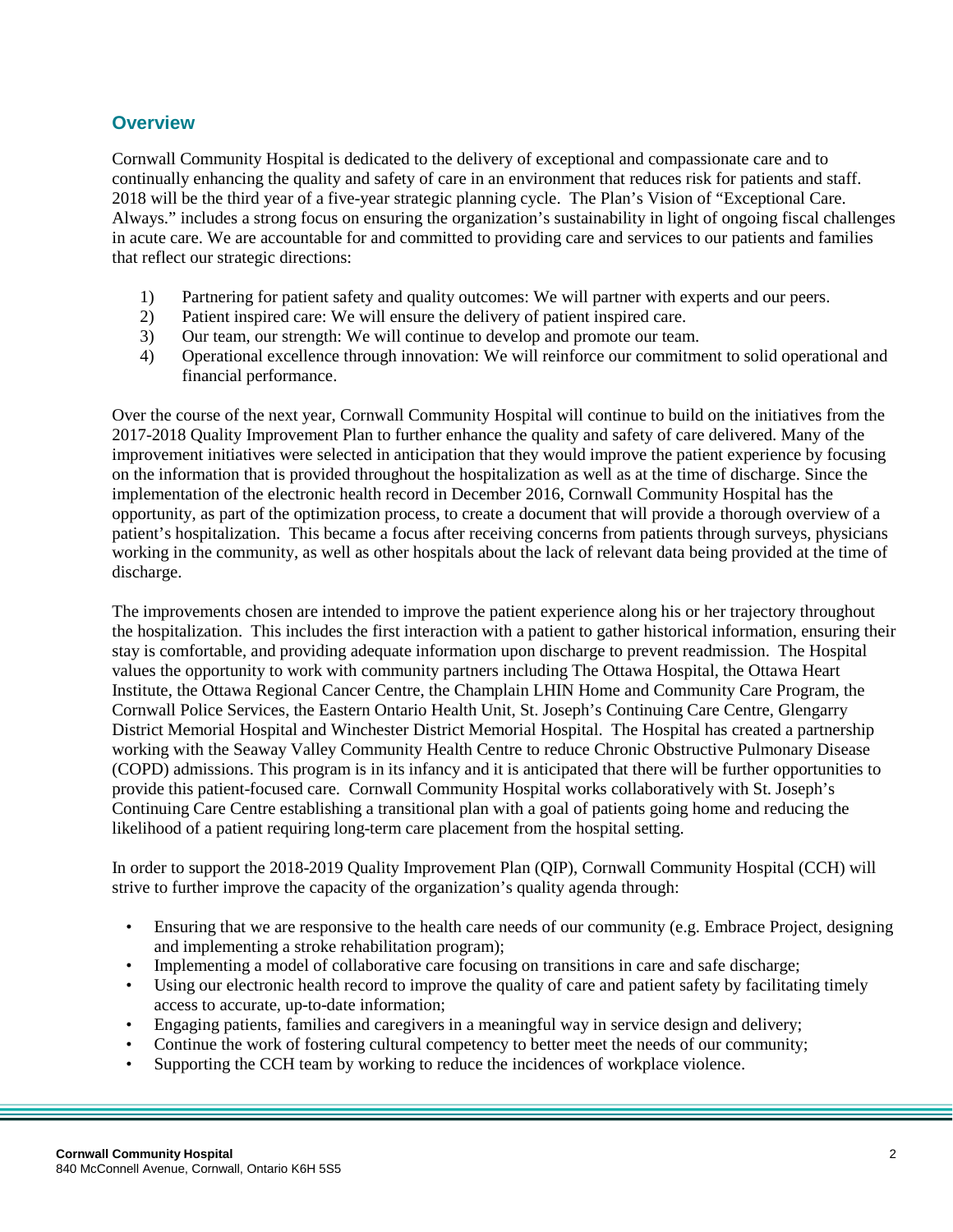## Overview

Cornwall Community Hospital is dedicated to the delivery of exceptional and compassionate care and to continually enhancing the quality and safety of care in an environment that reduces risk for patients and staff. 2018 will be the third year of a five-year strategic planning cycle. The Plan's Vision of "Exceptional Care. Always." includes a strong focus on ensuring the organization's sustainability in light of ongoing fiscal challenges in acute care. We are accountable for and committed to providing care and services to our patients and families that reflect our strategic directions:

1) Partnering for patient safety and quality outcomes: We will partner with experts and our peers.
2) Patient inspired care: We will ensure the delivery of patient inspired care.
3) Our team, our strength: We will continue to develop and promote our team.
4) Operational excellence through innovation: We will reinforce our commitment to solid operational and financial performance.

Over the course of the next year, Cornwall Community Hospital will continue to build on the initiatives from the 2017-2018 Quality Improvement Plan to further enhance the quality and safety of care delivered. Many of the improvement initiatives were selected in anticipation that they would improve the patient experience by focusing on the information that is provided throughout the hospitalization as well as at the time of discharge. Since the implementation of the electronic health record in December 2016, Cornwall Community Hospital has the opportunity, as part of the optimization process, to create a document that will provide a thorough overview of a patient's hospitalization. This became a focus after receiving concerns from patients through surveys, physicians working in the community, as well as other hospitals about the lack of relevant data being provided at the time of discharge.

The improvements chosen are intended to improve the patient experience along his or her trajectory throughout the hospitalization. This includes the first interaction with a patient to gather historical information, ensuring their stay is comfortable, and providing adequate information upon discharge to prevent readmission. The Hospital values the opportunity to work with community partners including The Ottawa Hospital, the Ottawa Heart Institute, the Ottawa Regional Cancer Centre, the Champlain LHIN Home and Community Care Program, the Cornwall Police Services, the Eastern Ontario Health Unit, St. Joseph's Continuing Care Centre, Glengarry District Memorial Hospital and Winchester District Memorial Hospital. The Hospital has created a partnership working with the Seaway Valley Community Health Centre to reduce Chronic Obstructive Pulmonary Disease (COPD) admissions. This program is in its infancy and it is anticipated that there will be further opportunities to provide this patient-focused care. Cornwall Community Hospital works collaboratively with St. Joseph's Continuing Care Centre establishing a transitional plan with a goal of patients going home and reducing the likelihood of a patient requiring long-term care placement from the hospital setting.

In order to support the 2018-2019 Quality Improvement Plan (QIP), Cornwall Community Hospital (CCH) will strive to further improve the capacity of the organization's quality agenda through:

- Ensuring that we are responsive to the health care needs of our community (e.g. Embrace Project, designing and implementing a stroke rehabilitation program);
- Implementing a model of collaborative care focusing on transitions in care and safe discharge;
- Using our electronic health record to improve the quality of care and patient safety by facilitating timely access to accurate, up-to-date information;
- Engaging patients, families and caregivers in a meaningful way in service design and delivery;
- Continue the work of fostering cultural competency to better meet the needs of our community;
- Supporting the CCH team by working to reduce the incidences of workplace violence.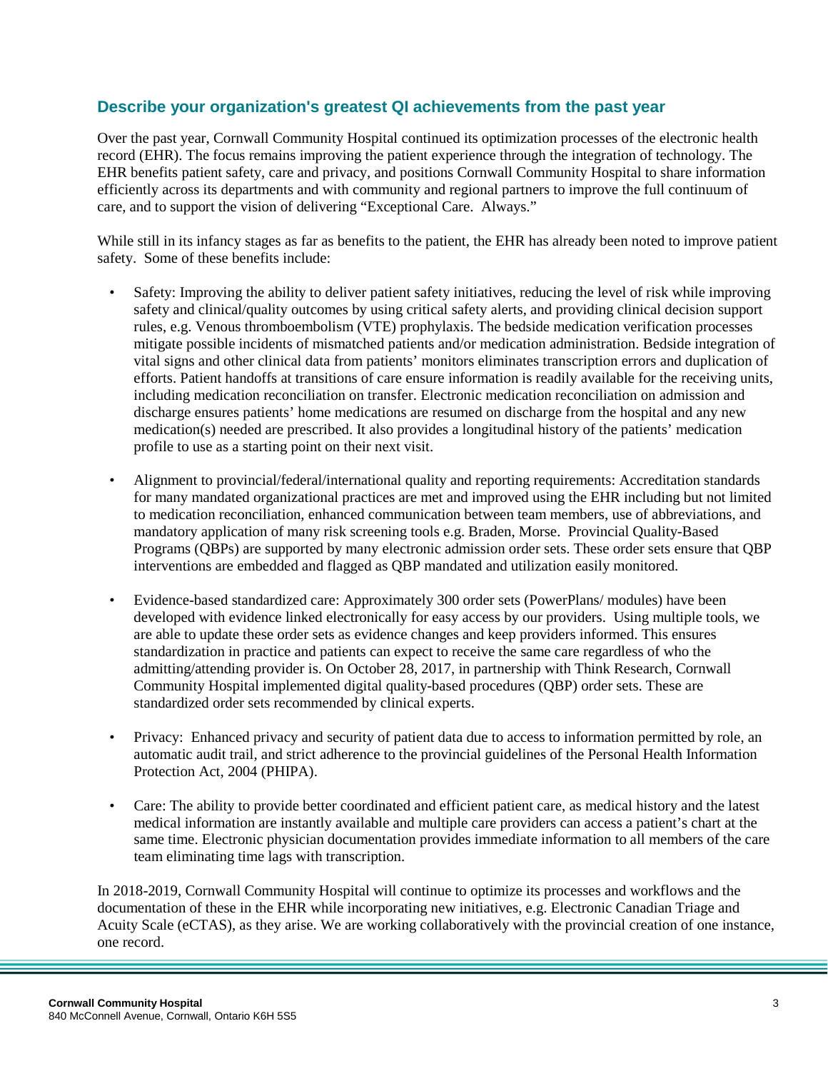## Describe your organization's greatest QI achievements from the past year

Over the past year, Cornwall Community Hospital continued its optimization processes of the electronic health record (EHR). The focus remains improving the patient experience through the integration of technology. The EHR benefits patient safety, care and privacy, and positions Cornwall Community Hospital to share information efficiently across its departments and with community and regional partners to improve the full continuum of care, and to support the vision of delivering "Exceptional Care. Always."

While still in its infancy stages as far as benefits to the patient, the EHR has already been noted to improve patient safety. Some of these benefits include:

- Safety: Improving the ability to deliver patient safety initiatives, reducing the level of risk while improving safety and clinical/quality outcomes by using critical safety alerts, and providing clinical decision support rules, e.g. Venous thromboembolism (VTE) prophylaxis. The bedside medication verification processes mitigate possible incidents of mismatched patients and/or medication administration. Bedside integration of vital signs and other clinical data from patients' monitors eliminates transcription errors and duplication of efforts. Patient handoffs at transitions of care ensure information is readily available for the receiving units, including medication reconciliation on transfer. Electronic medication reconciliation on admission and discharge ensures patients' home medications are resumed on discharge from the hospital and any new medication(s) needed are prescribed. It also provides a longitudinal history of the patients' medication profile to use as a starting point on their next visit.

- Alignment to provincial/federal/international quality and reporting requirements: Accreditation standards for many mandated organizational practices are met and improved using the EHR including but not limited to medication reconciliation, enhanced communication between team members, use of abbreviations, and mandatory application of many risk screening tools e.g. Braden, Morse. Provincial Quality-Based Programs (QBPs) are supported by many electronic admission order sets. These order sets ensure that QBP interventions are embedded and flagged as QBP mandated and utilization easily monitored.

- Evidence-based standardized care: Approximately 300 order sets (PowerPlans/ modules) have been developed with evidence linked electronically for easy access by our providers. Using multiple tools, we are able to update these order sets as evidence changes and keep providers informed. This ensures standardization in practice and patients can expect to receive the same care regardless of who the admitting/attending provider is. On October 28, 2017, in partnership with Think Research, Cornwall Community Hospital implemented digital quality-based procedures (QBP) order sets. These are standardized order sets recommended by clinical experts.

- Privacy: Enhanced privacy and security of patient data due to access to information permitted by role, an automatic audit trail, and strict adherence to the provincial guidelines of the Personal Health Information Protection Act, 2004 (PHIPA).

- Care: The ability to provide better coordinated and efficient patient care, as medical history and the latest medical information are instantly available and multiple care providers can access a patient's chart at the same time. Electronic physician documentation provides immediate information to all members of the care team eliminating time lags with transcription.

In 2018-2019, Cornwall Community Hospital will continue to optimize its processes and workflows and the documentation of these in the EHR while incorporating new initiatives, e.g. Electronic Canadian Triage and Acuity Scale (eCTAS), as they arise. We are working collaboratively with the provincial creation of one instance, one record.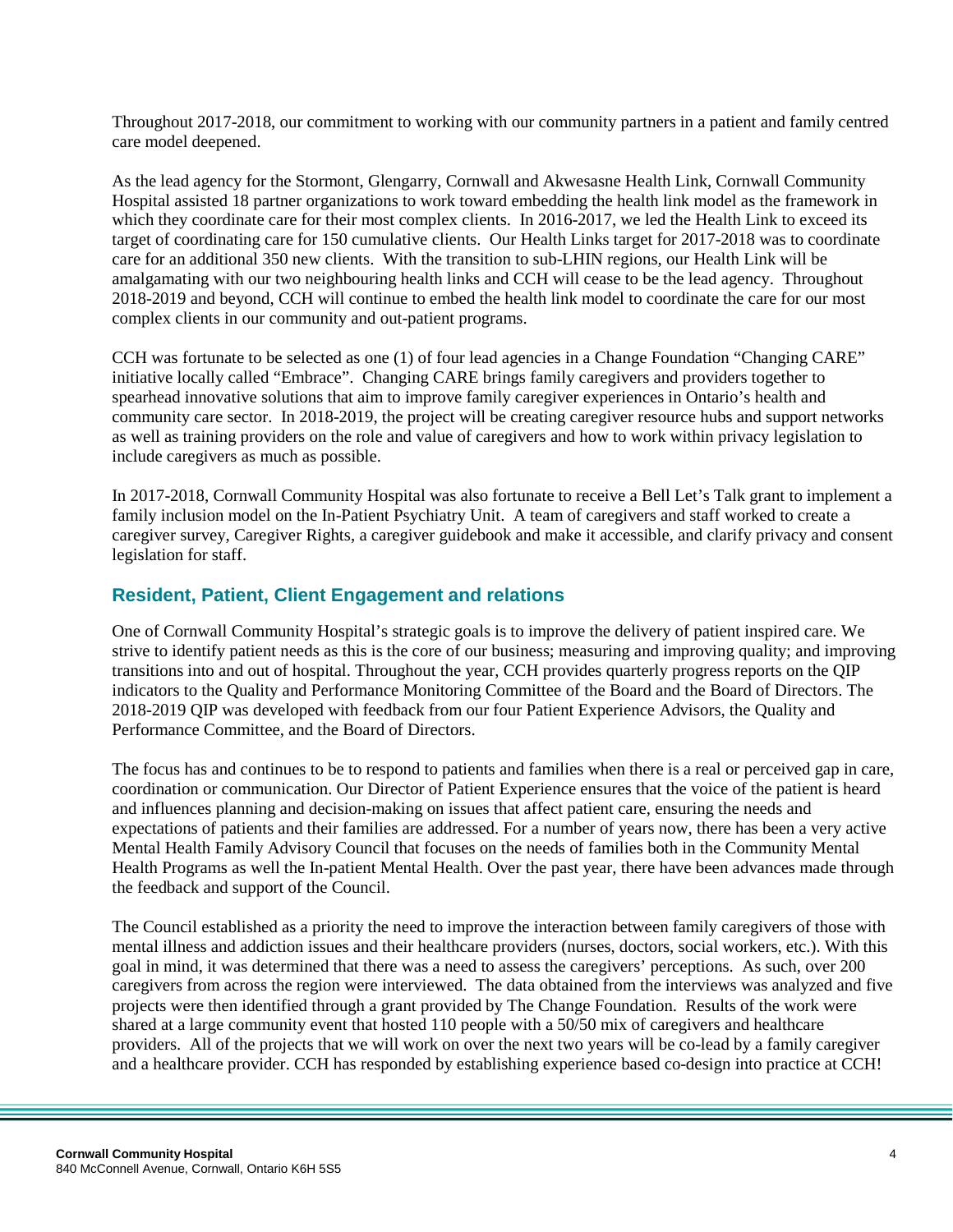Throughout 2017-2018, our commitment to working with our community partners in a patient and family centred care model deepened.

As the lead agency for the Stormont, Glengarry, Cornwall and Akwesasne Health Link, Cornwall Community Hospital assisted 18 partner organizations to work toward embedding the health link model as the framework in which they coordinate care for their most complex clients. In 2016-2017, we led the Health Link to exceed its target of coordinating care for 150 cumulative clients. Our Health Links target for 2017-2018 was to coordinate care for an additional 350 new clients. With the transition to sub-LHIN regions, our Health Link will be amalgamating with our two neighbouring health links and CCH will cease to be the lead agency. Throughout 2018-2019 and beyond, CCH will continue to embed the health link model to coordinate the care for our most complex clients in our community and out-patient programs.

CCH was fortunate to be selected as one (1) of four lead agencies in a Change Foundation "Changing CARE" initiative locally called "Embrace". Changing CARE brings family caregivers and providers together to spearhead innovative solutions that aim to improve family caregiver experiences in Ontario's health and community care sector. In 2018-2019, the project will be creating caregiver resource hubs and support networks as well as training providers on the role and value of caregivers and how to work within privacy legislation to include caregivers as much as possible.

In 2017-2018, Cornwall Community Hospital was also fortunate to receive a Bell Let's Talk grant to implement a family inclusion model on the In-Patient Psychiatry Unit. A team of caregivers and staff worked to create a caregiver survey, Caregiver Rights, a caregiver guidebook and make it accessible, and clarify privacy and consent legislation for staff.

## Resident, Patient, Client Engagement and relations

One of Cornwall Community Hospital's strategic goals is to improve the delivery of patient inspired care. We strive to identify patient needs as this is the core of our business; measuring and improving quality; and improving transitions into and out of hospital. Throughout the year, CCH provides quarterly progress reports on the QIP indicators to the Quality and Performance Monitoring Committee of the Board and the Board of Directors. The 2018-2019 QIP was developed with feedback from our four Patient Experience Advisors, the Quality and Performance Committee, and the Board of Directors.

The focus has and continues to be to respond to patients and families when there is a real or perceived gap in care, coordination or communication. Our Director of Patient Experience ensures that the voice of the patient is heard and influences planning and decision-making on issues that affect patient care, ensuring the needs and expectations of patients and their families are addressed. For a number of years now, there has been a very active Mental Health Family Advisory Council that focuses on the needs of families both in the Community Mental Health Programs as well the In-patient Mental Health. Over the past year, there have been advances made through the feedback and support of the Council.

The Council established as a priority the need to improve the interaction between family caregivers of those with mental illness and addiction issues and their healthcare providers (nurses, doctors, social workers, etc.). With this goal in mind, it was determined that there was a need to assess the caregivers' perceptions. As such, over 200 caregivers from across the region were interviewed. The data obtained from the interviews was analyzed and five projects were then identified through a grant provided by The Change Foundation. Results of the work were shared at a large community event that hosted 110 people with a 50/50 mix of caregivers and healthcare providers. All of the projects that we will work on over the next two years will be co-lead by a family caregiver and a healthcare provider. CCH has responded by establishing experience based co-design into practice at CCH!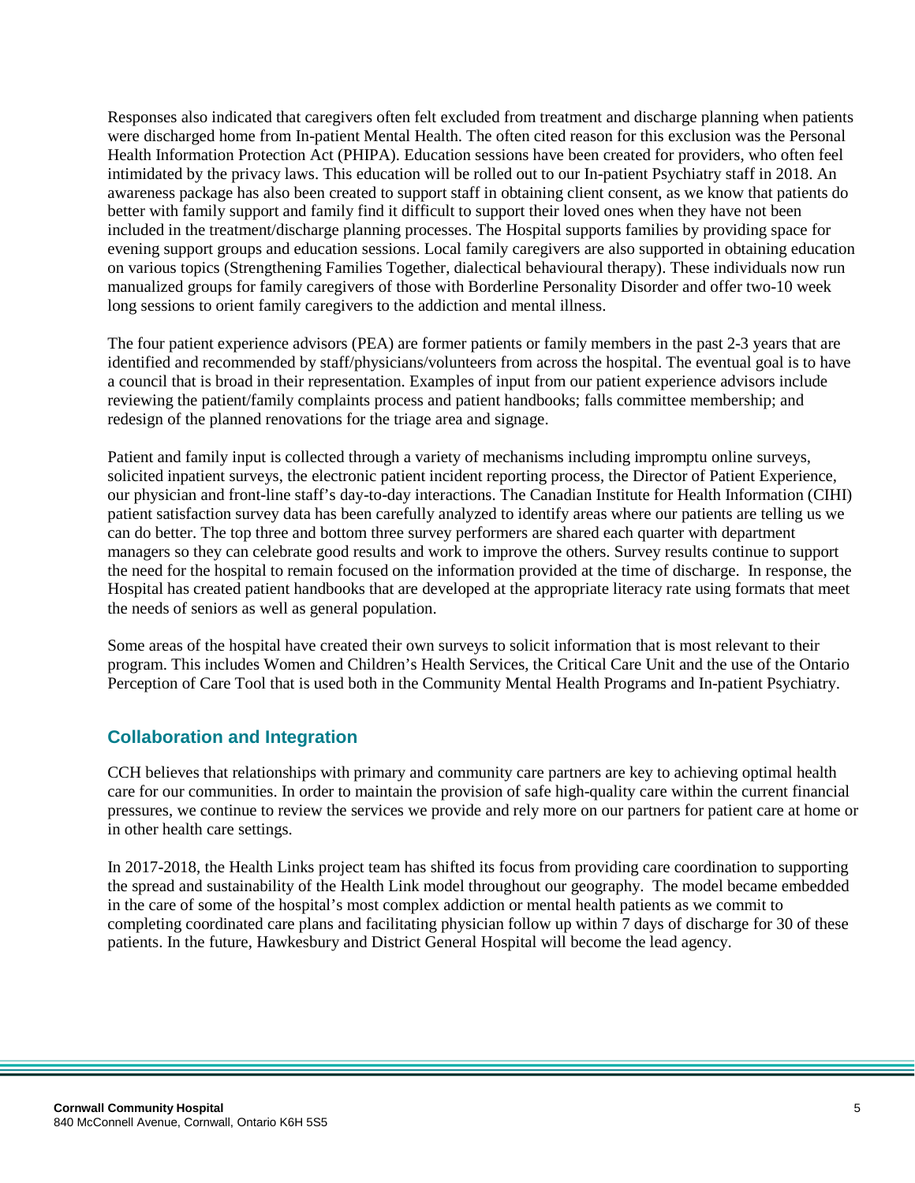Responses also indicated that caregivers often felt excluded from treatment and discharge planning when patients were discharged home from In-patient Mental Health. The often cited reason for this exclusion was the Personal Health Information Protection Act (PHIPA). Education sessions have been created for providers, who often feel intimidated by the privacy laws. This education will be rolled out to our In-patient Psychiatry staff in 2018. An awareness package has also been created to support staff in obtaining client consent, as we know that patients do better with family support and family find it difficult to support their loved ones when they have not been included in the treatment/discharge planning processes. The Hospital supports families by providing space for evening support groups and education sessions. Local family caregivers are also supported in obtaining education on various topics (Strengthening Families Together, dialectical behavioural therapy). These individuals now run manualized groups for family caregivers of those with Borderline Personality Disorder and offer two-10 week long sessions to orient family caregivers to the addiction and mental illness.

The four patient experience advisors (PEA) are former patients or family members in the past 2-3 years that are identified and recommended by staff/physicians/volunteers from across the hospital. The eventual goal is to have a council that is broad in their representation. Examples of input from our patient experience advisors include reviewing the patient/family complaints process and patient handbooks; falls committee membership; and redesign of the planned renovations for the triage area and signage.

Patient and family input is collected through a variety of mechanisms including impromptu online surveys, solicited inpatient surveys, the electronic patient incident reporting process, the Director of Patient Experience, our physician and front-line staff's day-to-day interactions. The Canadian Institute for Health Information (CIHI) patient satisfaction survey data has been carefully analyzed to identify areas where our patients are telling us we can do better. The top three and bottom three survey performers are shared each quarter with department managers so they can celebrate good results and work to improve the others. Survey results continue to support the need for the hospital to remain focused on the information provided at the time of discharge. In response, the Hospital has created patient handbooks that are developed at the appropriate literacy rate using formats that meet the needs of seniors as well as general population.

Some areas of the hospital have created their own surveys to solicit information that is most relevant to their program. This includes Women and Children's Health Services, the Critical Care Unit and the use of the Ontario Perception of Care Tool that is used both in the Community Mental Health Programs and In-patient Psychiatry.

## Collaboration and Integration

CCH believes that relationships with primary and community care partners are key to achieving optimal health care for our communities. In order to maintain the provision of safe high-quality care within the current financial pressures, we continue to review the services we provide and rely more on our partners for patient care at home or in other health care settings.

In 2017-2018, the Health Links project team has shifted its focus from providing care coordination to supporting the spread and sustainability of the Health Link model throughout our geography. The model became embedded in the care of some of the hospital's most complex addiction or mental health patients as we commit to completing coordinated care plans and facilitating physician follow up within 7 days of discharge for 30 of these patients. In the future, Hawkesbury and District General Hospital will become the lead agency.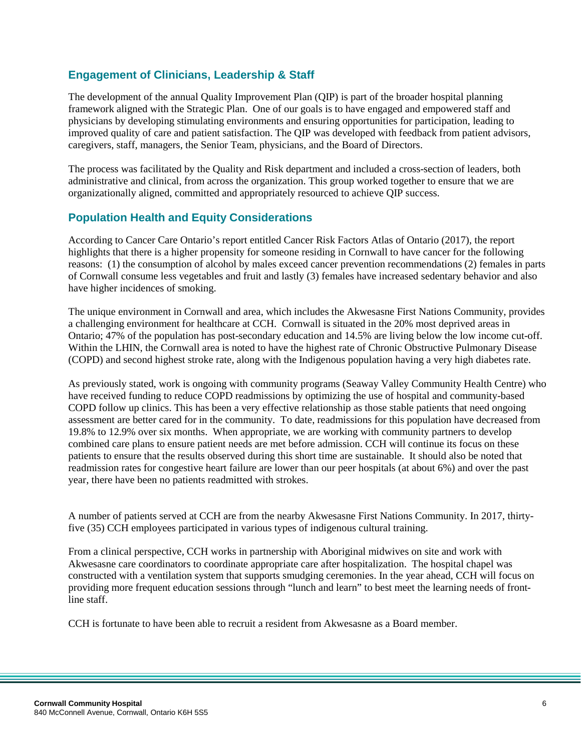## Engagement of Clinicians, Leadership & Staff

The development of the annual Quality Improvement Plan (QIP) is part of the broader hospital planning framework aligned with the Strategic Plan. One of our goals is to have engaged and empowered staff and physicians by developing stimulating environments and ensuring opportunities for participation, leading to improved quality of care and patient satisfaction. The QIP was developed with feedback from patient advisors, caregivers, staff, managers, the Senior Team, physicians, and the Board of Directors.

The process was facilitated by the Quality and Risk department and included a cross-section of leaders, both administrative and clinical, from across the organization. This group worked together to ensure that we are organizationally aligned, committed and appropriately resourced to achieve QIP success.

## Population Health and Equity Considerations

According to Cancer Care Ontario's report entitled Cancer Risk Factors Atlas of Ontario (2017), the report highlights that there is a higher propensity for someone residing in Cornwall to have cancer for the following reasons: (1) the consumption of alcohol by males exceed cancer prevention recommendations (2) females in parts of Cornwall consume less vegetables and fruit and lastly (3) females have increased sedentary behavior and also have higher incidences of smoking.

The unique environment in Cornwall and area, which includes the Akwesasne First Nations Community, provides a challenging environment for healthcare at CCH. Cornwall is situated in the 20% most deprived areas in Ontario; 47% of the population has post-secondary education and 14.5% are living below the low income cut-off. Within the LHIN, the Cornwall area is noted to have the highest rate of Chronic Obstructive Pulmonary Disease (COPD) and second highest stroke rate, along with the Indigenous population having a very high diabetes rate.

As previously stated, work is ongoing with community programs (Seaway Valley Community Health Centre) who have received funding to reduce COPD readmissions by optimizing the use of hospital and community-based COPD follow up clinics. This has been a very effective relationship as those stable patients that need ongoing assessment are better cared for in the community. To date, readmissions for this population have decreased from 19.8% to 12.9% over six months. When appropriate, we are working with community partners to develop combined care plans to ensure patient needs are met before admission. CCH will continue its focus on these patients to ensure that the results observed during this short time are sustainable. It should also be noted that readmission rates for congestive heart failure are lower than our peer hospitals (at about 6%) and over the past year, there have been no patients readmitted with strokes.

A number of patients served at CCH are from the nearby Akwesasne First Nations Community. In 2017, thirty-five (35) CCH employees participated in various types of indigenous cultural training.

From a clinical perspective, CCH works in partnership with Aboriginal midwives on site and work with Akwesasne care coordinators to coordinate appropriate care after hospitalization. The hospital chapel was constructed with a ventilation system that supports smudging ceremonies. In the year ahead, CCH will focus on providing more frequent education sessions through "lunch and learn" to best meet the learning needs of front-line staff.

CCH is fortunate to have been able to recruit a resident from Akwesasne as a Board member.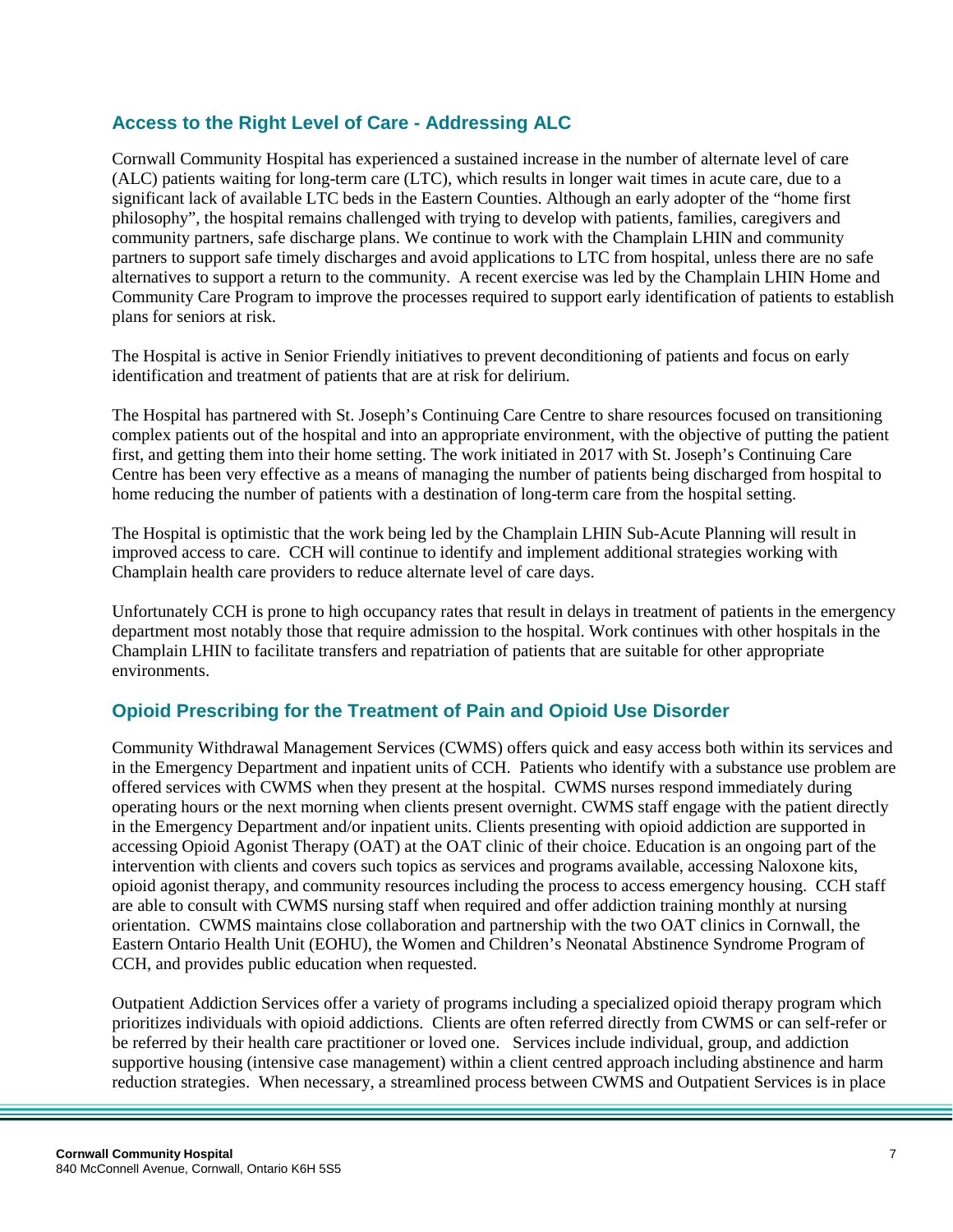## Access to the Right Level of Care - Addressing ALC

Cornwall Community Hospital has experienced a sustained increase in the number of alternate level of care (ALC) patients waiting for long-term care (LTC), which results in longer wait times in acute care, due to a significant lack of available LTC beds in the Eastern Counties. Although an early adopter of the "home first philosophy", the hospital remains challenged with trying to develop with patients, families, caregivers and community partners, safe discharge plans. We continue to work with the Champlain LHIN and community partners to support safe timely discharges and avoid applications to LTC from hospital, unless there are no safe alternatives to support a return to the community. A recent exercise was led by the Champlain LHIN Home and Community Care Program to improve the processes required to support early identification of patients to establish plans for seniors at risk.

The Hospital is active in Senior Friendly initiatives to prevent deconditioning of patients and focus on early identification and treatment of patients that are at risk for delirium.

The Hospital has partnered with St. Joseph's Continuing Care Centre to share resources focused on transitioning complex patients out of the hospital and into an appropriate environment, with the objective of putting the patient first, and getting them into their home setting. The work initiated in 2017 with St. Joseph's Continuing Care Centre has been very effective as a means of managing the number of patients being discharged from hospital to home reducing the number of patients with a destination of long-term care from the hospital setting.

The Hospital is optimistic that the work being led by the Champlain LHIN Sub-Acute Planning will result in improved access to care. CCH will continue to identify and implement additional strategies working with Champlain health care providers to reduce alternate level of care days.

Unfortunately CCH is prone to high occupancy rates that result in delays in treatment of patients in the emergency department most notably those that require admission to the hospital. Work continues with other hospitals in the Champlain LHIN to facilitate transfers and repatriation of patients that are suitable for other appropriate environments.

## Opioid Prescribing for the Treatment of Pain and Opioid Use Disorder

Community Withdrawal Management Services (CWMS) offers quick and easy access both within its services and in the Emergency Department and inpatient units of CCH. Patients who identify with a substance use problem are offered services with CWMS when they present at the hospital. CWMS nurses respond immediately during operating hours or the next morning when clients present overnight. CWMS staff engage with the patient directly in the Emergency Department and/or inpatient units. Clients presenting with opioid addiction are supported in accessing Opioid Agonist Therapy (OAT) at the OAT clinic of their choice. Education is an ongoing part of the intervention with clients and covers such topics as services and programs available, accessing Naloxone kits, opioid agonist therapy, and community resources including the process to access emergency housing. CCH staff are able to consult with CWMS nursing staff when required and offer addiction training monthly at nursing orientation. CWMS maintains close collaboration and partnership with the two OAT clinics in Cornwall, the Eastern Ontario Health Unit (EOHU), the Women and Children's Neonatal Abstinence Syndrome Program of CCH, and provides public education when requested.

Outpatient Addiction Services offer a variety of programs including a specialized opioid therapy program which prioritizes individuals with opioid addictions. Clients are often referred directly from CWMS or can self-refer or be referred by their health care practitioner or loved one. Services include individual, group, and addiction supportive housing (intensive case management) within a client centred approach including abstinence and harm reduction strategies. When necessary, a streamlined process between CWMS and Outpatient Services is in place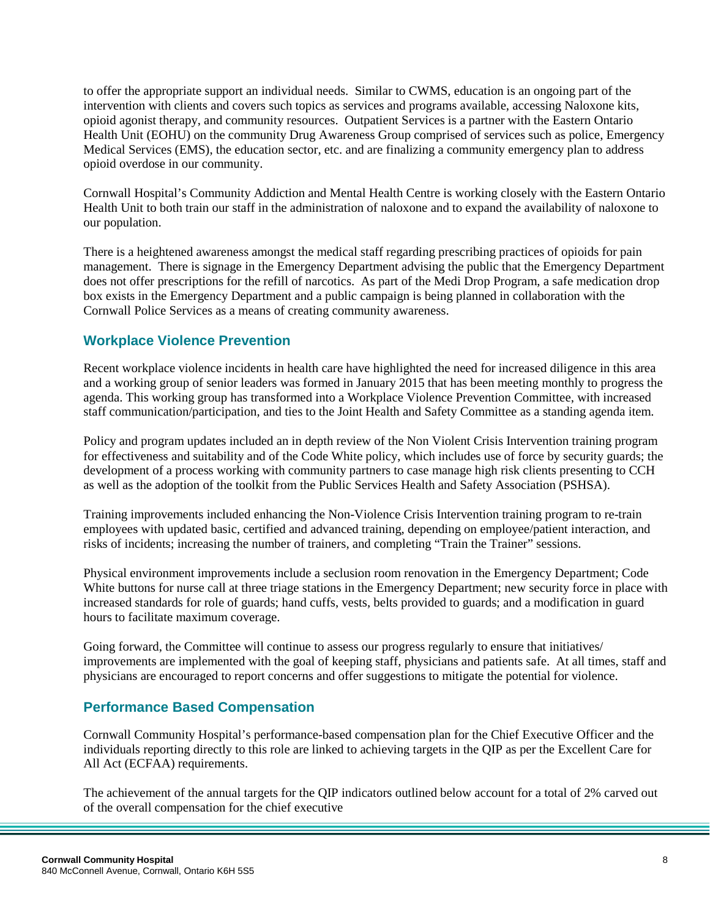to offer the appropriate support an individual needs. Similar to CWMS, education is an ongoing part of the intervention with clients and covers such topics as services and programs available, accessing Naloxone kits, opioid agonist therapy, and community resources. Outpatient Services is a partner with the Eastern Ontario Health Unit (EOHU) on the community Drug Awareness Group comprised of services such as police, Emergency Medical Services (EMS), the education sector, etc. and are finalizing a community emergency plan to address opioid overdose in our community.

Cornwall Hospital's Community Addiction and Mental Health Centre is working closely with the Eastern Ontario Health Unit to both train our staff in the administration of naloxone and to expand the availability of naloxone to our population.

There is a heightened awareness amongst the medical staff regarding prescribing practices of opioids for pain management. There is signage in the Emergency Department advising the public that the Emergency Department does not offer prescriptions for the refill of narcotics. As part of the Medi Drop Program, a safe medication drop box exists in the Emergency Department and a public campaign is being planned in collaboration with the Cornwall Police Services as a means of creating community awareness.

## Workplace Violence Prevention

Recent workplace violence incidents in health care have highlighted the need for increased diligence in this area and a working group of senior leaders was formed in January 2015 that has been meeting monthly to progress the agenda. This working group has transformed into a Workplace Violence Prevention Committee, with increased staff communication/participation, and ties to the Joint Health and Safety Committee as a standing agenda item.

Policy and program updates included an in depth review of the Non Violent Crisis Intervention training program for effectiveness and suitability and of the Code White policy, which includes use of force by security guards; the development of a process working with community partners to case manage high risk clients presenting to CCH as well as the adoption of the toolkit from the Public Services Health and Safety Association (PSHSA).

Training improvements included enhancing the Non-Violence Crisis Intervention training program to re-train employees with updated basic, certified and advanced training, depending on employee/patient interaction, and risks of incidents; increasing the number of trainers, and completing "Train the Trainer" sessions.

Physical environment improvements include a seclusion room renovation in the Emergency Department; Code White buttons for nurse call at three triage stations in the Emergency Department; new security force in place with increased standards for role of guards; hand cuffs, vests, belts provided to guards; and a modification in guard hours to facilitate maximum coverage.

Going forward, the Committee will continue to assess our progress regularly to ensure that initiatives/ improvements are implemented with the goal of keeping staff, physicians and patients safe. At all times, staff and physicians are encouraged to report concerns and offer suggestions to mitigate the potential for violence.

## Performance Based Compensation

Cornwall Community Hospital's performance-based compensation plan for the Chief Executive Officer and the individuals reporting directly to this role are linked to achieving targets in the QIP as per the Excellent Care for All Act (ECFAA) requirements.

The achievement of the annual targets for the QIP indicators outlined below account for a total of 2% carved out of the overall compensation for the chief executive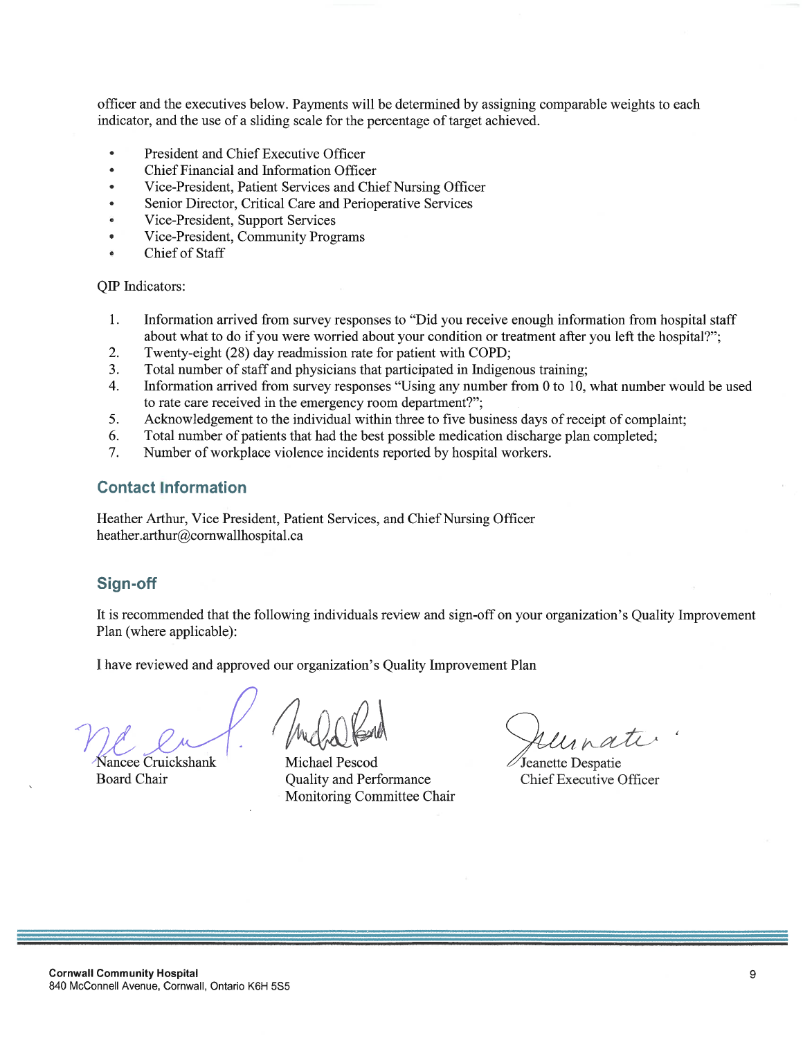officer and the executives below. Payments will be determined by assigning comparable weights to each indicator, and the use of a sliding scale for the percentage of target achieved.

- President and Chief Executive Officer
- Chief Financial and Information Officer
- Vice-President, Patient Services and Chief Nursing Officer
- Senior Director, Critical Care and Perioperative Services
- Vice-President, Support Services
- Vice-President, Community Programs
- Chief of Staff

QIP Indicators:

1. Information arrived from survey responses to "Did you receive enough information from hospital staff about what to do if you were worried about your condition or treatment after you left the hospital?";
2. Twenty-eight (28) day readmission rate for patient with COPD;
3. Total number of staff and physicians that participated in Indigenous training;
4. Information arrived from survey responses "Using any number from 0 to 10, what number would be used to rate care received in the emergency room department?";
5. Acknowledgement to the individual within three to five business days of receipt of complaint;
6. Total number of patients that had the best possible medication discharge plan completed;
7. Number of workplace violence incidents reported by hospital workers.

## Contact Information

Heather Arthur, Vice President, Patient Services, and Chief Nursing Officer
heather.arthur@cornwallhospital.ca

## Sign-off

It is recommended that the following individuals review and sign-off on your organization's Quality Improvement Plan (where applicable):

I have reviewed and approved our organization's Quality Improvement Plan

Nancee Cruickshank
Board Chair

Michael Pescod
Quality and Performance Monitoring Committee Chair

Jeanette Despatie
Chief Executive Officer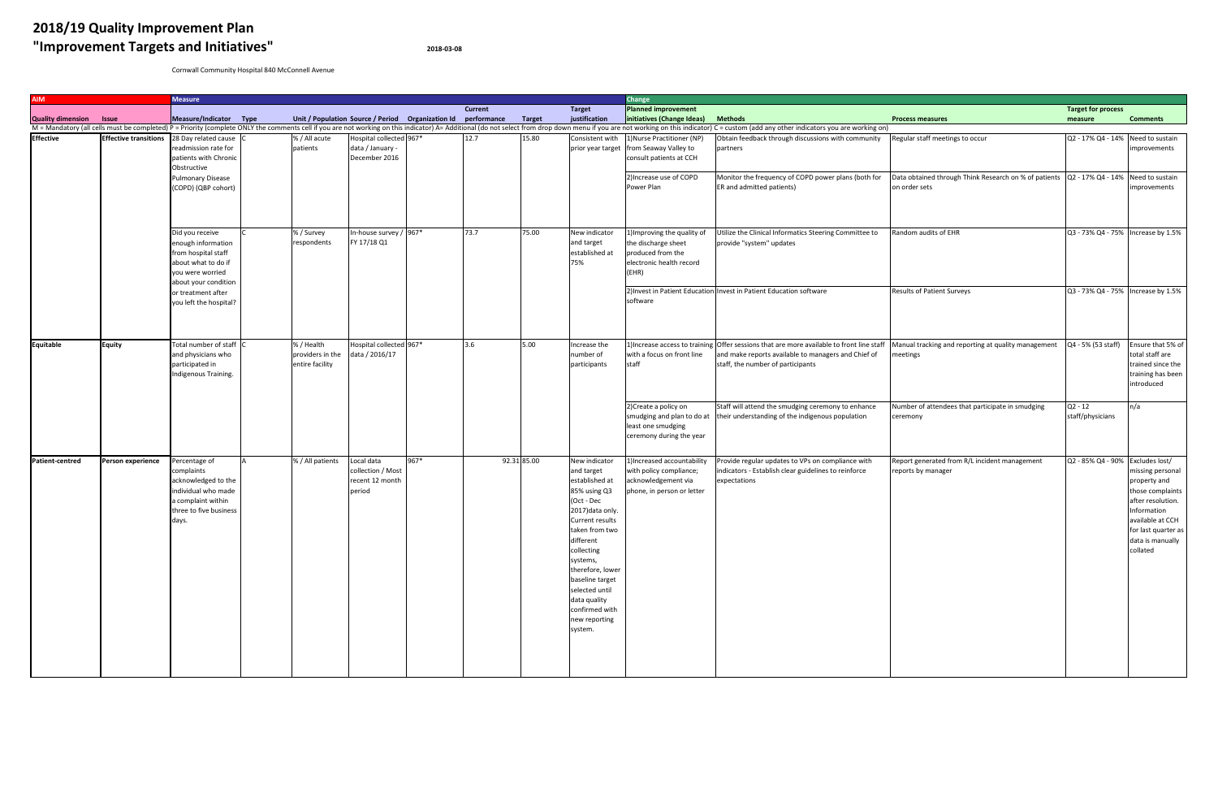# 2018/19 Quality Improvement Plan
# "Improvement Targets and Initiatives"

2018-03-08

Cornwall Community Hospital 840 McConnell Avenue

| AIM | | Measure | | | | | | | | Change | | | | |
|---|---|---|---|---|---|---|---|---|---|---|---|---|---|---|
| Quality dimension | Issue | Measure/Indicator | Type | Unit / Population | Source / Period | Organization Id | Current performance | Target | Target justification | Planned improvement initiatives (Change Ideas) | Methods | Process measures | Target for process measure | Comments |
| M = Mandatory (all cells must be completed) P = Priority (complete ONLY the comments cell if you are not working on this indicator) A= Additional (do not select from drop down menu if you are not working on this indicator) C = custom (add any other indicators you are working on) | | | | | | | | | | | | | | |
| Effective | Effective transitions | 28 Day related cause readmission rate for patients with Chronic Obstructive Pulmonary Disease (COPD) (QBP cohort) | C | % / All acute patients | Hospital collected data / January - December 2016 | 967* | 12.7 | 15.80 | Consistent with prior year target | 1)Nurse Practitioner (NP) from Seaway Valley to consult patients at CCH | Obtain feedback through discussions with community partners | Regular staff meetings to occur | Q2 - 17% Q4 - 14% | Need to sustain improvements |
| | | | | | | | | | | 2)Increase use of COPD Power Plan | Monitor the frequency of COPD power plans (both for ER and admitted patients) | Data obtained through Think Research on % of patients on order sets | Q2 - 17% Q4 - 14% | Need to sustain improvements |
| | | Did you receive enough information from hospital staff about what to do if you were worried about your condition or treatment after you left the hospital? | C | % / Survey respondents | In-house survey / FY 17/18 Q1 | 967* | 73.7 | 75.00 | New indicator and target established at 75% | 1)Improving the quality of the discharge sheet produced from the electronic health record (EHR) | Utilize the Clinical Informatics Steering Committee to provide "system" updates | Random audits of EHR | Q3 - 73% Q4 - 75% | Increase by 1.5% |
| | | | | | | | | | | 2)Invest in Patient Education software | Invest in Patient Education software | Results of Patient Surveys | Q3 - 73% Q4 - 75% | Increase by 1.5% |
| Equitable | Equity | Total number of staff and physicians who participated in Indigenous Training. | C | % / Health providers in the entire facility | Hospital collected data / 2016/17 | 967* | 3.6 | 5.00 | Increase the number of participants | 1)Increase access to training with a focus on front line staff | Offer sessions that are more available to front line staff and make reports available to managers and Chief of staff, the number of participants | Manual tracking and reporting at quality management meetings | Q4 - 5% (53 staff) | Ensure that 5% of total staff are trained since the training has been introduced |
| | | | | | | | | | | 2)Create a policy on smudging and plan to do at least one smudging ceremony during the year | Staff will attend the smudging ceremony to enhance their understanding of the indigenous population | Number of attendees that participate in smudging ceremony | Q2 - 12 staff/physicians | n/a |
| Patient-centred | Person experience | Percentage of complaints acknowledged to the individual who made a complaint within three to five business days. | A | % / All patients | Local data collection / Most recent 12 month period | 967* | 92.31 | 85.00 | New indicator and target established at 85% using Q3 (Oct - Dec 2017)data only. Current results taken from two different collecting systems, therefore, lower baseline target selected until data quality confirmed with new reporting system. | 1)Increased accountability with policy compliance; acknowledgement via phone, in person or letter | Provide regular updates to VPs on compliance with indicators - Establish clear guidelines to reinforce expectations | Report generated from R/L incident management reports by manager | Q2 - 85% Q4 - 90% | Excludes lost/ missing personal property and those complaints after resolution. Information available at CCH for last quarter as data is manually collated |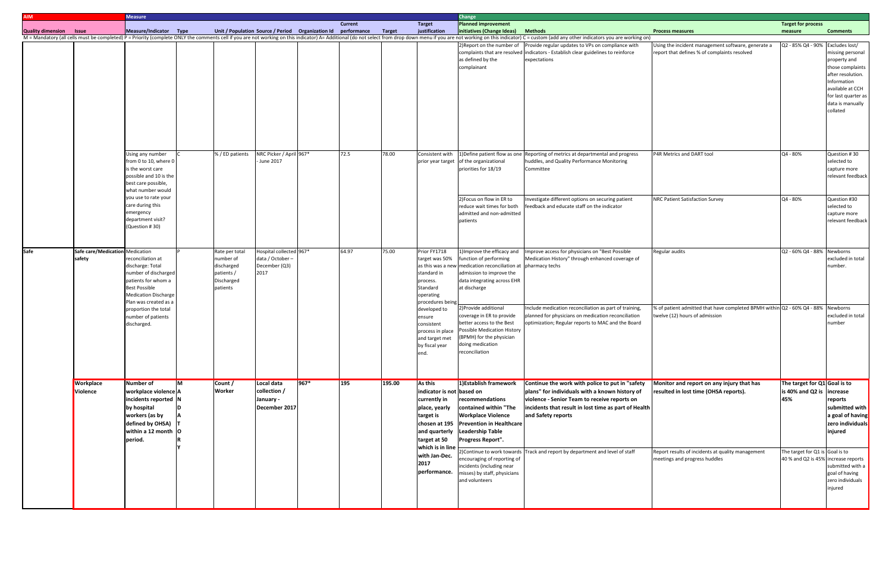| AIM | | Measure | | | | | | | | Change | | | | |
|---|---|---|---|---|---|---|---|---|---|---|---|---|---|---|
| Quality dimension | Issue | Measure/Indicator | Type | Unit / Population | Source / Period | Organization Id | Current performance | Target | Target justification | Planned improvement initiatives (Change Ideas) | Methods | Process measures | Target for process measure | Comments |
| M = Mandatory (all cells must be completed) P = Priority (complete ONLY the comments cell if you are not working on this indicator) A= Additional (do not select from drop down menu if you are not working on this indicator) C = custom (add any other indicators you are working on) | | | | | | | | | | | | | | |
| | | | | | | | | | | 2)Report on the number of complaints that are resolved as defined by the complainant | Provide regular updates to VPs on compliance with indicators - Establish clear guidelines to reinforce expectations | Using the incident management software, generate a report that defines % of complaints resolved | Q2 - 85% Q4 - 90% | Excludes lost/ missing personal property and those complaints after resolution. Information available at CCH for last quarter as data is manually collated |
| | | Using any number from 0 to 10, where 0 is the worst care possible and 10 is the best care possible, what number would you use to rate your care during this emergency department visit? (Question # 30) | C | % / ED patients | NRC Picker / April - June 2017 | 967* | 72.5 | 78.00 | Consistent with prior year target | 1)Define patient flow as one of the organizational priorities for 18/19 | Reporting of metrics at departmental and progress huddles, and Quality Performance Monitoring Committee | P4R Metrics and DART tool | Q4 - 80% | Question # 30 selected to capture more relevant feedback |
| | | | | | | | | | | 2)Focus on flow in ER to reduce wait times for both admitted and non-admitted patients | Investigate different options on securing patient feedback and educate staff on the indicator | NRC Patient Satisfaction Survey | Q4 - 80% | Question #30 selected to capture more relevant feedback |
| Safe | Safe care/Medication safety | Medication reconciliation at discharge: Total number of discharged patients for whom a Best Possible Medication Discharge Plan was created as a proportion the total number of patients discharged. | P | Rate per total number of discharged patients / Discharged patients | Hospital collected data / October – December (Q3) 2017 | 967* | 64.97 | 75.00 | Prior FY1718 target was 50% as this was a new standard in process. Standard operating procedures being developed to ensure consistent process in place and target met by fiscal year end. | 1)Improve the efficacy and function of performing medication reconciliation at admission to improve the data integrating across EHR at discharge | Improve access for physicians on "Best Possible Medication History" through enhanced coverage of pharmacy techs | Regular audits | Q2 - 60% Q4 - 88% | Newborns excluded in total number. |
| | | | | | | | | | | 2)Provide additional coverage in ER to provide better access to the Best Possible Medication History (BPMH) for the physician doing medication reconciliation | Include medication reconciliation as part of training, planned for physicians on medication reconciliation optimization; Regular reports to MAC and the Board | % of patient admitted that have completed BPMH within twelve (12) hours of admission | Q2 - 60% Q4 - 88% | Newborns excluded in total number |
| | **Workplace Violence** | **Number of workplace violence incidents reported by hospital workers (as by defined by OHSA) within a 12 month period.** | **MANDATORY** | **Count / Worker** | **Local data collection / January - December 2017** | **967*** | **195** | **195.00** | **As this indicator is not currently in place, yearly target is chosen at 195 and quarterly target at 50 which is in line with Jan-Dec. 2017 performance.** | **1)Establish framework based on recommendations contained within "The Workplace Violence Prevention in Healthcare Leadership Table Progress Report".** | **Continue the work with police to put in "safety plans" for individuals with a known history of violence - Senior Team to receive reports on incidents that result in lost time as part of Health and Safety reports** | **Monitor and report on any injury that has resulted in lost time (OHSA reports).** | **The target for Q1 is 40% and Q2 is 45%** | **Goal is to increase reports submitted with a goal of having zero individuals injured** |
| | | | | | | | | | | 2)Continue to work towards encouraging of reporting of incidents (including near misses) by staff, physicians and volunteers | Track and report by department and level of staff | Report results of incidents at quality management meetings and progress huddles | The target for Q1 is 40 % and Q2 is 45% | Goal is to increase reports submitted with a goal of having zero individuals injured |